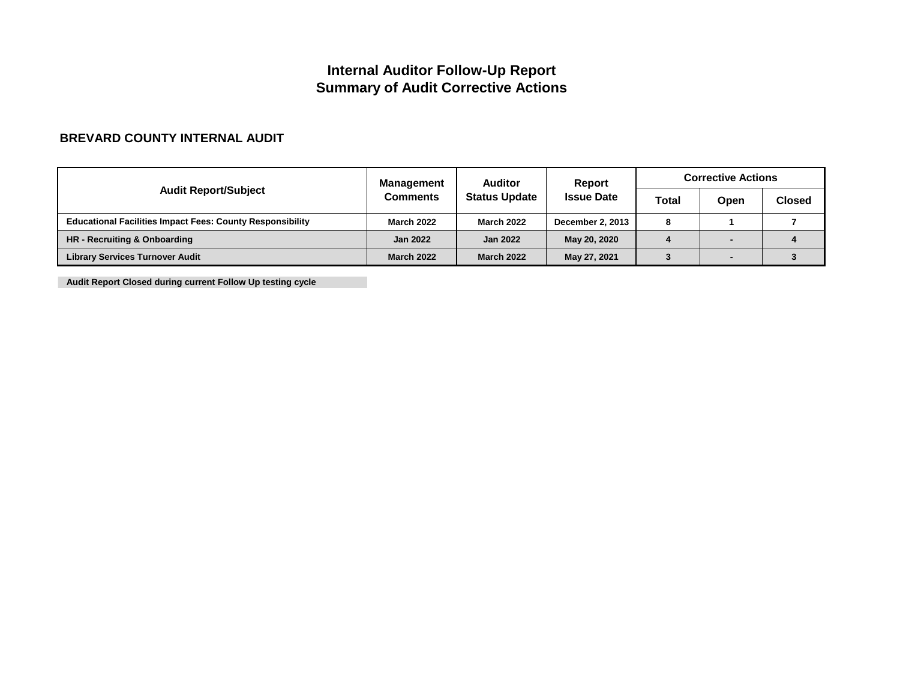# Internal Auditor Follow-Up Report
# Summary of Audit Corrective Actions

## BREVARD COUNTY INTERNAL AUDIT

| Audit Report/Subject | Management Comments | Auditor Status Update | Report Issue Date | Corrective Actions | | |
|---|---|---|---|---|---|---|
| | | | | Total | Open | Closed |
| Educational Facilities Impact Fees: County Responsibility | March 2022 | March 2022 | December 2, 2013 | 8 | 1 | 7 |
| HR - Recruiting & Onboarding | Jan 2022 | Jan 2022 | May 20, 2020 | 4 | - | 4 |
| Library Services Turnover Audit | March 2022 | March 2022 | May 27, 2021 | 3 | - | 3 |

Audit Report Closed during current Follow Up testing cycle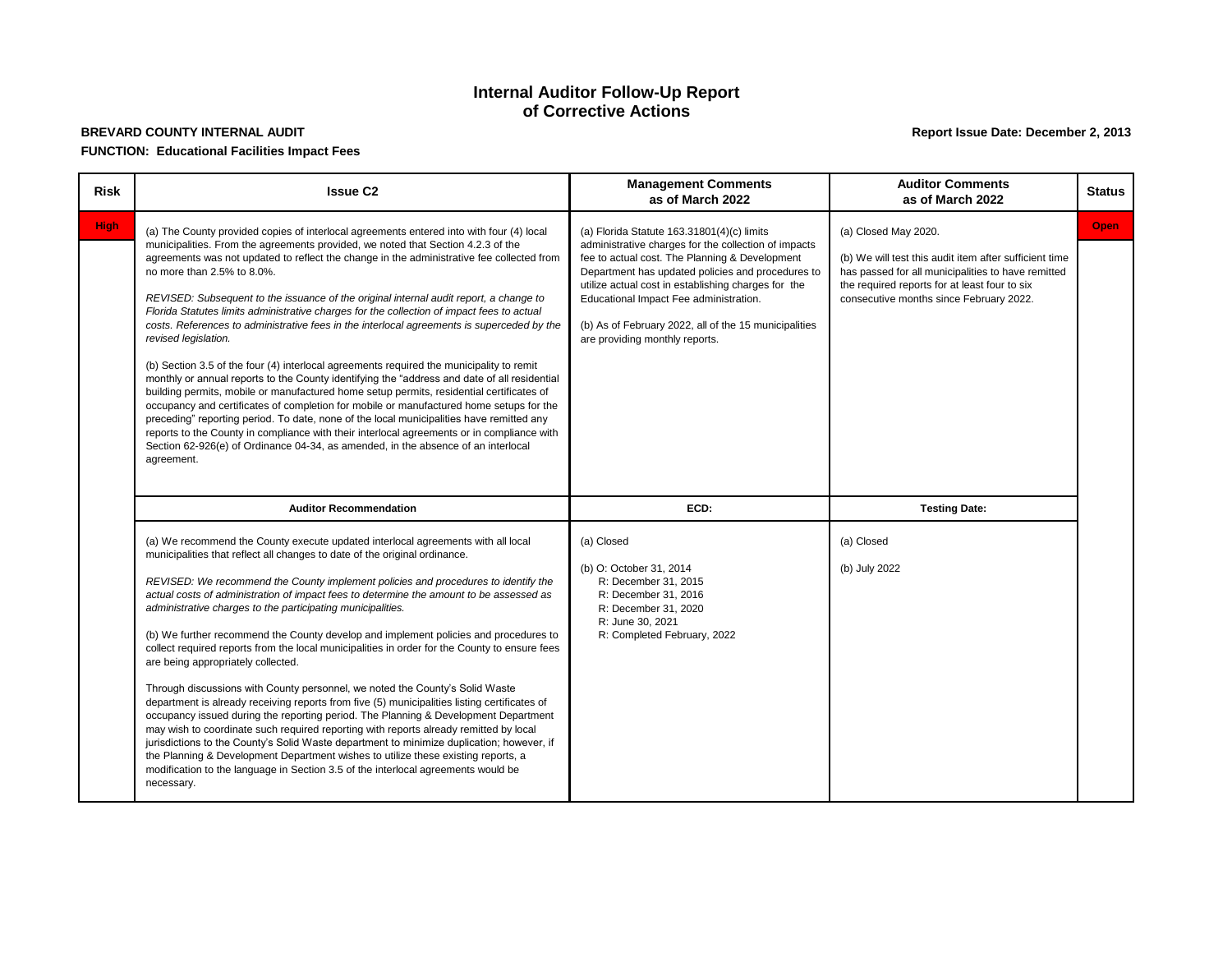## Internal Auditor Follow-Up Report of Corrective Actions

**BREVARD COUNTY INTERNAL AUDIT**

**Report Issue Date: December 2, 2013**

**FUNCTION: Educational Facilities Impact Fees**

| Risk | Issue C2 | Management Comments as of March 2022 | Auditor Comments as of March 2022 | Status |
|---|---|---|---|---|
| High | (a) The County provided copies of interlocal agreements entered into with four (4) local municipalities. From the agreements provided, we noted that Section 4.2.3 of the agreements was not updated to reflect the change in the administrative fee collected from no more than 2.5% to 8.0%.<br><br>*REVISED: Subsequent to the issuance of the original internal audit report, a change to Florida Statutes limits administrative charges for the collection of impact fees to actual costs. References to administrative fees in the interlocal agreements is superceded by the revised legislation.*<br><br>(b) Section 3.5 of the four (4) interlocal agreements required the municipality to remit monthly or annual reports to the County identifying the "address and date of all residential building permits, mobile or manufactured home setup permits, residential certificates of occupancy and certificates of completion for mobile or manufactured home setups for the preceding" reporting period. To date, none of the local municipalities have remitted any reports to the County in compliance with their interlocal agreements or in compliance with Section 62-926(e) of Ordinance 04-34, as amended, in the absence of an interlocal agreement. | (a) Florida Statute 163.31801(4)(c) limits administrative charges for the collection of impacts fee to actual cost. The Planning & Development Department has updated policies and procedures to utilize actual cost in establishing charges for the Educational Impact Fee administration.<br><br>(b) As of February 2022, all of the 15 municipalities are providing monthly reports. | (a) Closed May 2020.<br><br>(b) We will test this audit item after sufficient time has passed for all municipalities to have remitted the required reports for at least four to six consecutive months since February 2022. | Open |
| | **Auditor Recommendation** | **ECD:** | **Testing Date:** | |
| | (a) We recommend the County execute updated interlocal agreements with all local municipalities that reflect all changes to date of the original ordinance.<br><br>*REVISED: We recommend the County implement policies and procedures to identify the actual costs of administration of impact fees to determine the amount to be assessed as administrative charges to the participating municipalities.*<br><br>(b) We further recommend the County develop and implement policies and procedures to collect required reports from the local municipalities in order for the County to ensure fees are being appropriately collected.<br><br>Through discussions with County personnel, we noted the County's Solid Waste department is already receiving reports from five (5) municipalities listing certificates of occupancy issued during the reporting period. The Planning & Development Department may wish to coordinate such required reporting with reports already remitted by local jurisdictions to the County's Solid Waste department to minimize duplication; however, if the Planning & Development Department wishes to utilize these existing reports, a modification to the language in Section 3.5 of the interlocal agreements would be necessary. | (a) Closed<br><br>(b) O: October 31, 2014<br>R: December 31, 2015<br>R: December 31, 2016<br>R: December 31, 2020<br>R: June 30, 2021<br>R: Completed February, 2022 | (a) Closed<br><br>(b) July 2022 | |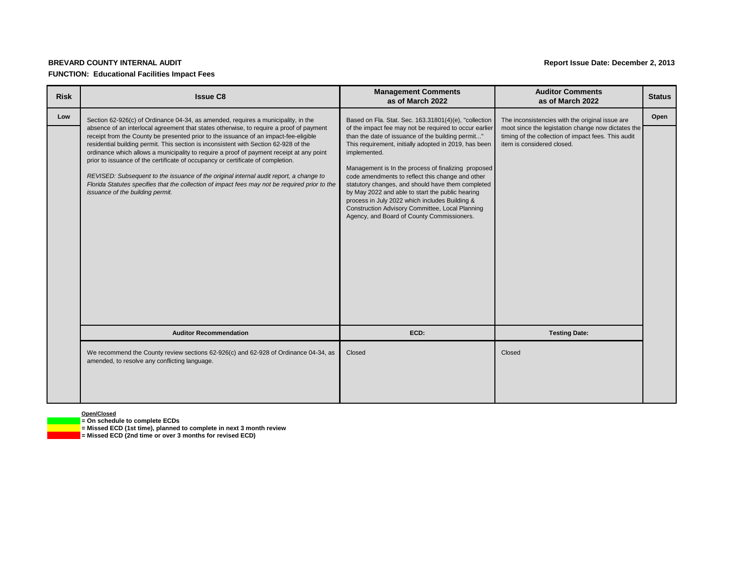**BREVARD COUNTY INTERNAL AUDIT**

**Report Issue Date: December 2, 2013**

**FUNCTION: Educational Facilities Impact Fees**

| Risk | Issue C8 | Management Comments as of March 2022 | Auditor Comments as of March 2022 | Status |
|---|---|---|---|---|
| Low | Section 62-926(c) of Ordinance 04-34, as amended, requires a municipality, in the absence of an interlocal agreement that states otherwise, to require a proof of payment receipt from the County be presented prior to the issuance of an impact-fee-eligible residential building permit. This section is inconsistent with Section 62-928 of the ordinance which allows a municipality to require a proof of payment receipt at any point prior to issuance of the certificate of occupancy or certificate of completion.<br><br>*REVISED: Subsequent to the issuance of the original internal audit report, a change to Florida Statutes specifies that the collection of impact fees may not be required prior to the issuance of the building permit.* | Based on Fla. Stat. Sec. 163.31801(4)(e), "collection of the impact fee may not be required to occur earlier than the date of issuance of the building permit..." This requirement, initially adopted in 2019, has been implemented.<br><br>Management is In the process of finalizing proposed code amendments to reflect this change and other statutory changes, and should have them completed by May 2022 and able to start the public hearing process in July 2022 which includes Building & Construction Advisory Committee, Local Planning Agency, and Board of County Commissioners. | The inconsistencies with the original issue are moot since the legistation change now dictates the timing of the collection of impact fees. This audit item is considered closed. | Open |
| | **Auditor Recommendation** | **ECD:** | **Testing Date:** | |
| | We recommend the County review sections 62-926(c) and 62-928 of Ordinance 04-34, as amended, to resolve any conflicting language. | Closed | Closed | |

**Open/Closed**

- (Green) = On schedule to complete ECDs
- (Yellow) = Missed ECD (1st time), planned to complete in next 3 month review
- (Red) = Missed ECD (2nd time or over 3 months for revised ECD)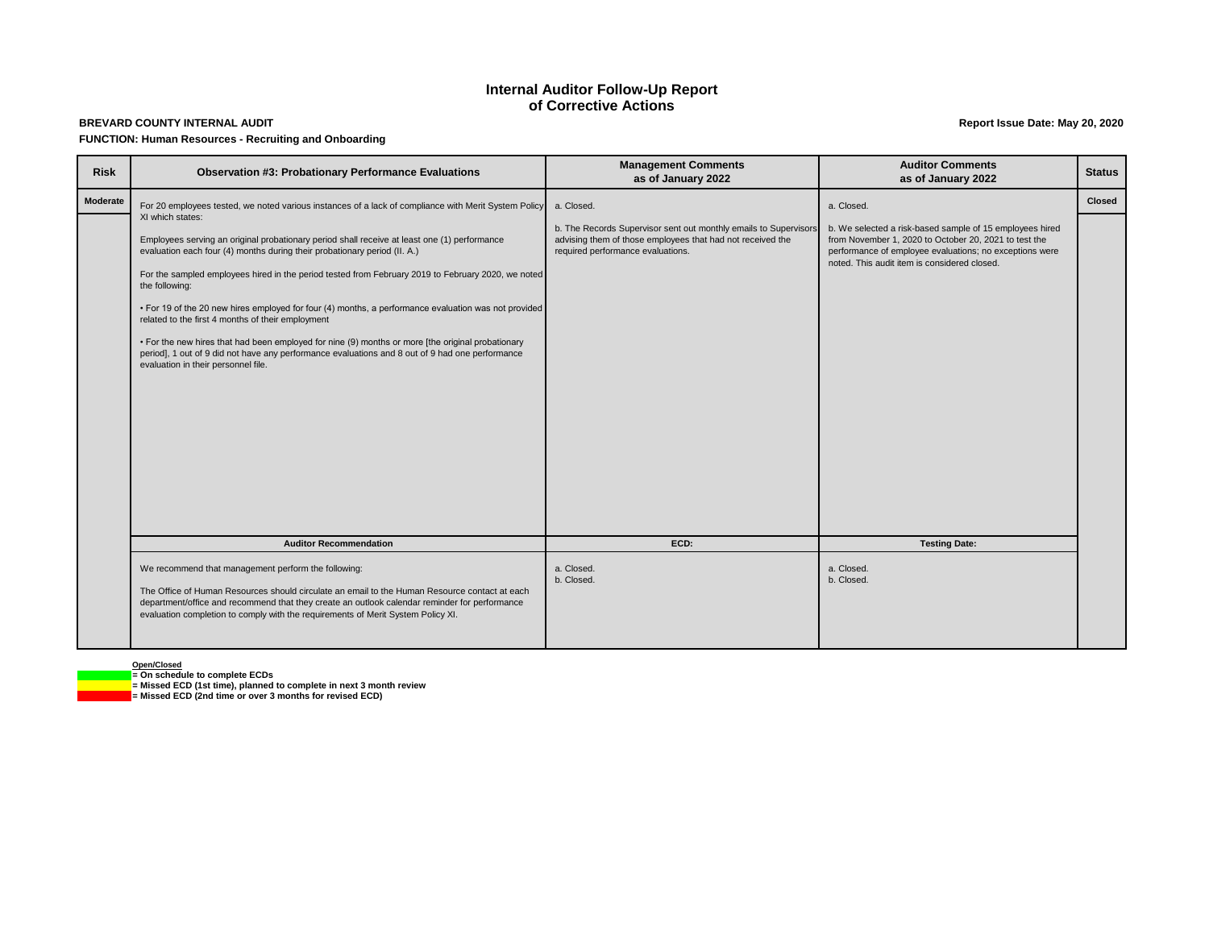# Internal Auditor Follow-Up Report of Corrective Actions

**BREVARD COUNTY INTERNAL AUDIT**

**Report Issue Date: May 20, 2020**

**FUNCTION: Human Resources - Recruiting and Onboarding**

| Risk | Observation #3: Probationary Performance Evaluations | Management Comments as of January 2022 | Auditor Comments as of January 2022 | Status |
|---|---|---|---|---|
| Moderate | For 20 employees tested, we noted various instances of a lack of compliance with Merit System Policy XI which states:<br><br>Employees serving an original probationary period shall receive at least one (1) performance evaluation each four (4) months during their probationary period (II. A.)<br><br>For the sampled employees hired in the period tested from February 2019 to February 2020, we noted the following:<br><br>• For 19 of the 20 new hires employed for four (4) months, a performance evaluation was not provided related to the first 4 months of their employment<br><br>• For the new hires that had been employed for nine (9) months or more [the original probationary period], 1 out of 9 did not have any performance evaluations and 8 out of 9 had one performance evaluation in their personnel file. | a. Closed.<br><br>b. The Records Supervisor sent out monthly emails to Supervisors advising them of those employees that had not received the required performance evaluations. | a. Closed.<br><br>b. We selected a risk-based sample of 15 employees hired from November 1, 2020 to October 20, 2021 to test the performance of employee evaluations; no exceptions were noted. This audit item is considered closed. | Closed |
| | **Auditor Recommendation** | **ECD:** | **Testing Date:** | |
| | We recommend that management perform the following:<br><br>The Office of Human Resources should circulate an email to the Human Resource contact at each department/office and recommend that they create an outlook calendar reminder for performance evaluation completion to comply with the requirements of Merit System Policy XI. | a. Closed.<br>b. Closed. | a. Closed.<br>b. Closed. | |

**Open/Closed**

- (Green) **= On schedule to complete ECDs**
- (Yellow) **= Missed ECD (1st time), planned to complete in next 3 month review**
- (Red) **= Missed ECD (2nd time or over 3 months for revised ECD)**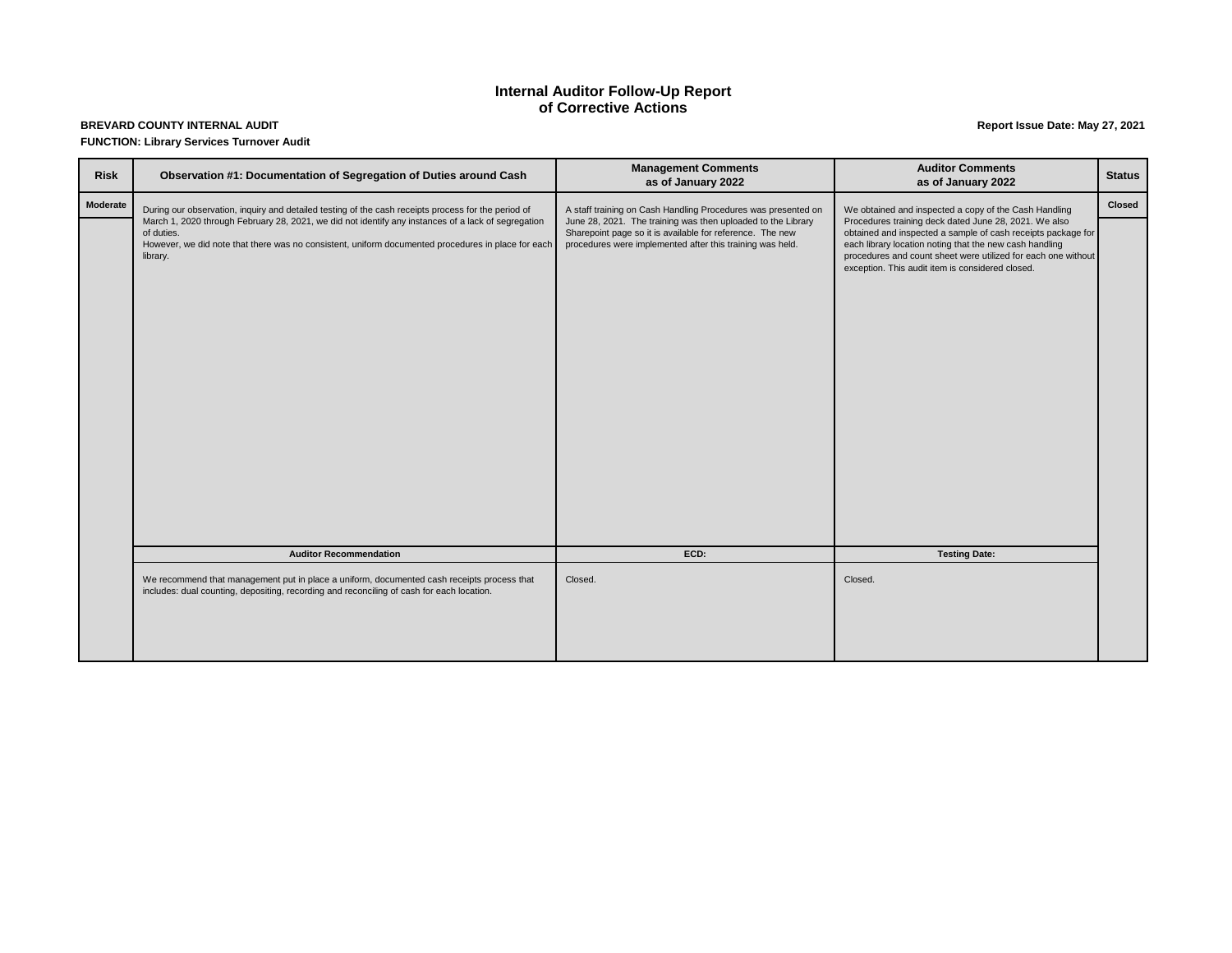# Internal Auditor Follow-Up Report of Corrective Actions

**BREVARD COUNTY INTERNAL AUDIT**

**Report Issue Date: May 27, 2021**

**FUNCTION: Library Services Turnover Audit**

| Risk | Observation #1: Documentation of Segregation of Duties around Cash | Management Comments as of January 2022 | Auditor Comments as of January 2022 | Status |
|---|---|---|---|---|
| Moderate | During our observation, inquiry and detailed testing of the cash receipts process for the period of March 1, 2020 through February 28, 2021, we did not identify any instances of a lack of segregation of duties.<br>However, we did note that there was no consistent, uniform documented procedures in place for each library. | A staff training on Cash Handling Procedures was presented on June 28, 2021. The training was then uploaded to the Library Sharepoint page so it is available for reference. The new procedures were implemented after this training was held. | We obtained and inspected a copy of the Cash Handling Procedures training deck dated June 28, 2021. We also obtained and inspected a sample of cash receipts package for each library location noting that the new cash handling procedures and count sheet were utilized for each one without exception. This audit item is considered closed. | Closed |
| | **Auditor Recommendation** | **ECD:** | **Testing Date:** | |
| | We recommend that management put in place a uniform, documented cash receipts process that includes: dual counting, depositing, recording and reconciling of cash for each location. | Closed. | Closed. | |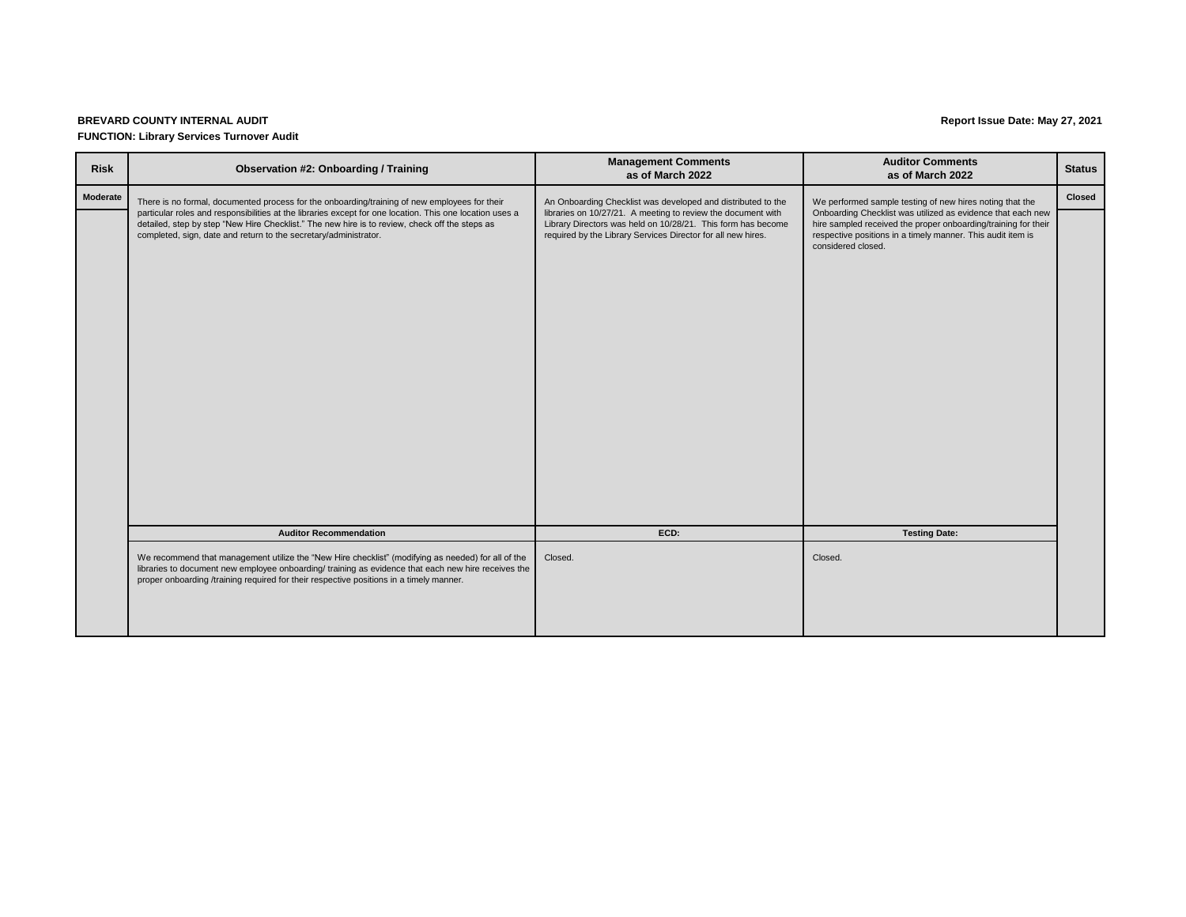**BREVARD COUNTY INTERNAL AUDIT**

**FUNCTION: Library Services Turnover Audit**

**Report Issue Date: May 27, 2021**

| Risk | Observation #2: Onboarding / Training | Management Comments as of March 2022 | Auditor Comments as of March 2022 | Status |
|---|---|---|---|---|
| Moderate | There is no formal, documented process for the onboarding/training of new employees for their particular roles and responsibilities at the libraries except for one location. This one location uses a detailed, step by step "New Hire Checklist." The new hire is to review, check off the steps as completed, sign, date and return to the secretary/administrator. | An Onboarding Checklist was developed and distributed to the libraries on 10/27/21. A meeting to review the document with Library Directors was held on 10/28/21. This form has become required by the Library Services Director for all new hires. | We performed sample testing of new hires noting that the Onboarding Checklist was utilized as evidence that each new hire sampled received the proper onboarding/training for their respective positions in a timely manner. This audit item is considered closed. | Closed |
| | **Auditor Recommendation** | **ECD:** | **Testing Date:** | |
| | We recommend that management utilize the "New Hire checklist" (modifying as needed) for all of the libraries to document new employee onboarding/ training as evidence that each new hire receives the proper onboarding /training required for their respective positions in a timely manner. | Closed. | Closed. | |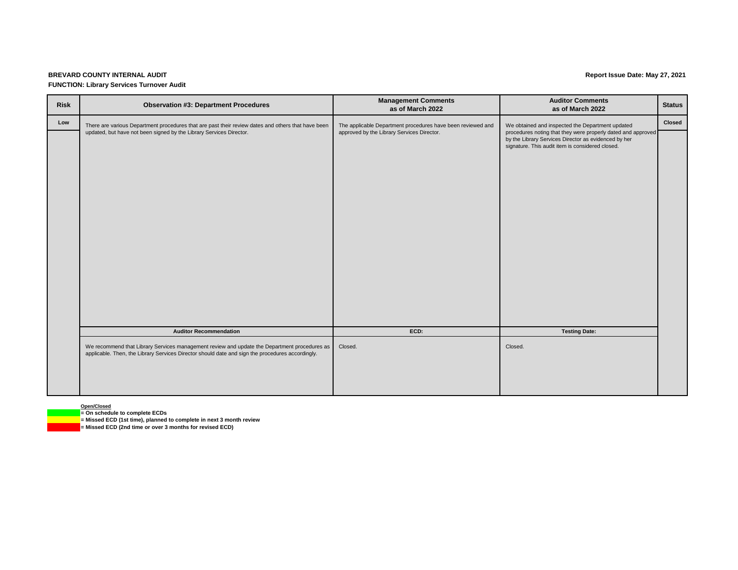**BREVARD COUNTY INTERNAL AUDIT**

**FUNCTION: Library Services Turnover Audit**

**Report Issue Date: May 27, 2021**

| Risk | Observation #3: Department Procedures | Management Comments as of March 2022 | Auditor Comments as of March 2022 | Status |
|---|---|---|---|---|
| Low | There are various Department procedures that are past their review dates and others that have been updated, but have not been signed by the Library Services Director. | The applicable Department procedures have been reviewed and approved by the Library Services Director. | We obtained and inspected the Department updated procedures noting that they were properly dated and approved by the Library Services Director as evidenced by her signature. This audit item is considered closed. | Closed |
| | **Auditor Recommendation** | **ECD:** | **Testing Date:** | |
| | We recommend that Library Services management review and update the Department procedures as applicable. Then, the Library Services Director should date and sign the procedures accordingly. | Closed. | Closed. | |

**Open/Closed**

- = On schedule to complete ECDs
- = Missed ECD (1st time), planned to complete in next 3 month review
- = Missed ECD (2nd time or over 3 months for revised ECD)